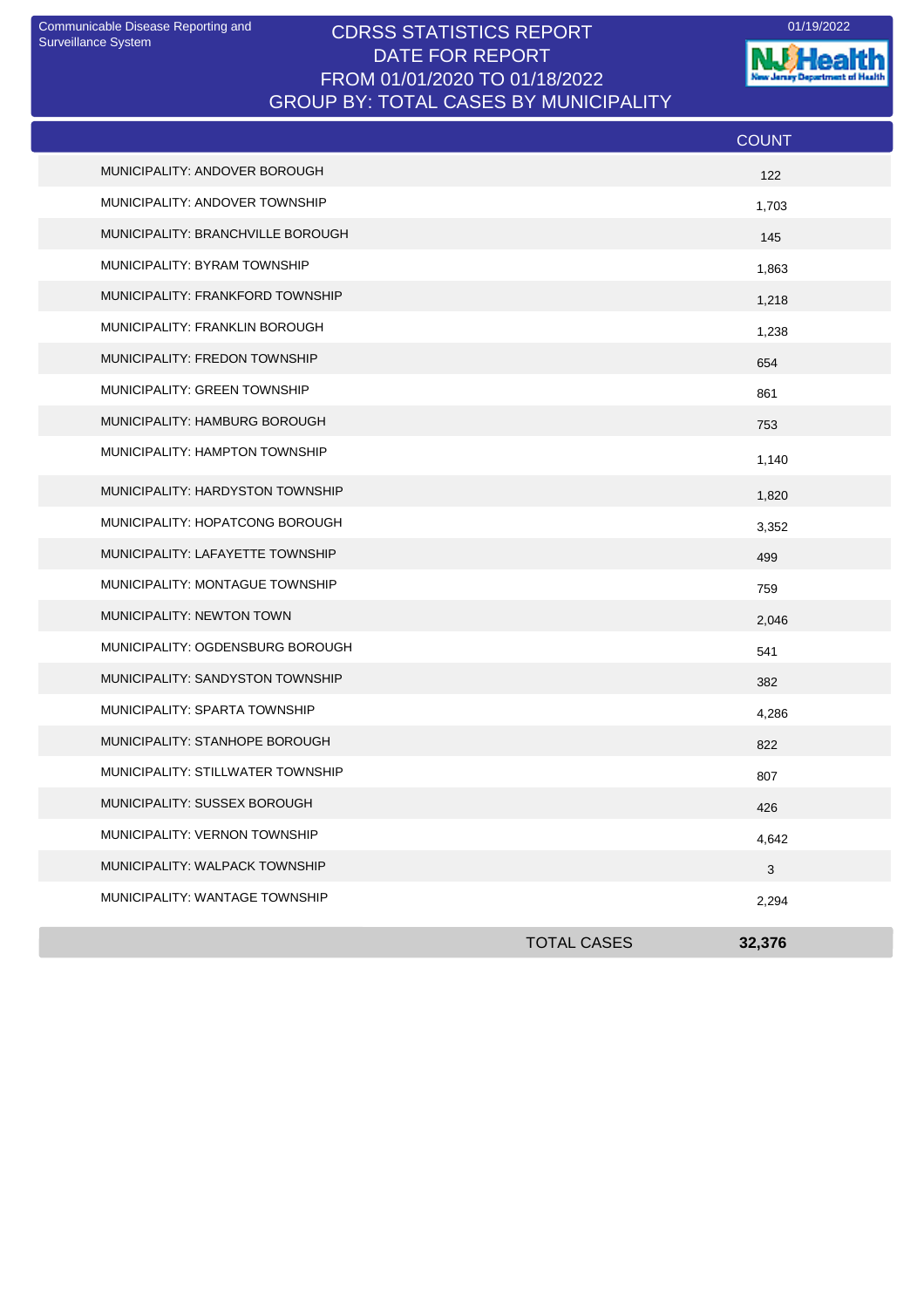Communicable Disease Reporting and Surveillance System

# CDRSS STATISTICS REPORT
## DATE FOR REPORT
## FROM 01/01/2020 TO 01/18/2022
## GROUP BY: TOTAL CASES BY MUNICIPALITY

01/19/2022

NJ Health — New Jersey Department of Health

| | COUNT |
|---|---|
| MUNICIPALITY: ANDOVER BOROUGH | 122 |
| MUNICIPALITY: ANDOVER TOWNSHIP | 1,703 |
| MUNICIPALITY: BRANCHVILLE BOROUGH | 145 |
| MUNICIPALITY: BYRAM TOWNSHIP | 1,863 |
| MUNICIPALITY: FRANKFORD TOWNSHIP | 1,218 |
| MUNICIPALITY: FRANKLIN BOROUGH | 1,238 |
| MUNICIPALITY: FREDON TOWNSHIP | 654 |
| MUNICIPALITY: GREEN TOWNSHIP | 861 |
| MUNICIPALITY: HAMBURG BOROUGH | 753 |
| MUNICIPALITY: HAMPTON TOWNSHIP | 1,140 |
| MUNICIPALITY: HARDYSTON TOWNSHIP | 1,820 |
| MUNICIPALITY: HOPATCONG BOROUGH | 3,352 |
| MUNICIPALITY: LAFAYETTE TOWNSHIP | 499 |
| MUNICIPALITY: MONTAGUE TOWNSHIP | 759 |
| MUNICIPALITY: NEWTON TOWN | 2,046 |
| MUNICIPALITY: OGDENSBURG BOROUGH | 541 |
| MUNICIPALITY: SANDYSTON TOWNSHIP | 382 |
| MUNICIPALITY: SPARTA TOWNSHIP | 4,286 |
| MUNICIPALITY: STANHOPE BOROUGH | 822 |
| MUNICIPALITY: STILLWATER TOWNSHIP | 807 |
| MUNICIPALITY: SUSSEX BOROUGH | 426 |
| MUNICIPALITY: VERNON TOWNSHIP | 4,642 |
| MUNICIPALITY: WALPACK TOWNSHIP | 3 |
| MUNICIPALITY: WANTAGE TOWNSHIP | 2,294 |
| TOTAL CASES | **32,376** |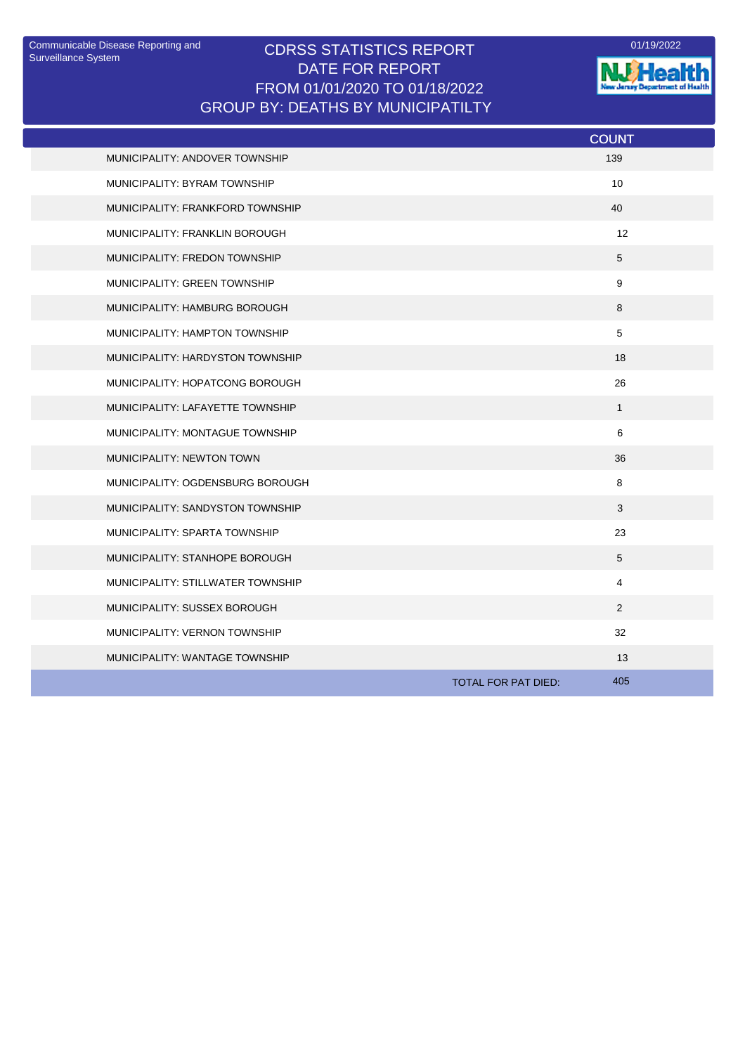Communicable Disease Reporting and Surveillance System

# CDRSS STATISTICS REPORT
## DATE FOR REPORT
## FROM 01/01/2020 TO 01/18/2022
## GROUP BY: DEATHS BY MUNICIPATILTY

01/19/2022

NJ Health
New Jersey Department of Health

| | COUNT |
|---|---|
| MUNICIPALITY: ANDOVER TOWNSHIP | 139 |
| MUNICIPALITY: BYRAM TOWNSHIP | 10 |
| MUNICIPALITY: FRANKFORD TOWNSHIP | 40 |
| MUNICIPALITY: FRANKLIN BOROUGH | 12 |
| MUNICIPALITY: FREDON TOWNSHIP | 5 |
| MUNICIPALITY: GREEN TOWNSHIP | 9 |
| MUNICIPALITY: HAMBURG BOROUGH | 8 |
| MUNICIPALITY: HAMPTON TOWNSHIP | 5 |
| MUNICIPALITY: HARDYSTON TOWNSHIP | 18 |
| MUNICIPALITY: HOPATCONG BOROUGH | 26 |
| MUNICIPALITY: LAFAYETTE TOWNSHIP | 1 |
| MUNICIPALITY: MONTAGUE TOWNSHIP | 6 |
| MUNICIPALITY: NEWTON TOWN | 36 |
| MUNICIPALITY: OGDENSBURG BOROUGH | 8 |
| MUNICIPALITY: SANDYSTON TOWNSHIP | 3 |
| MUNICIPALITY: SPARTA TOWNSHIP | 23 |
| MUNICIPALITY: STANHOPE BOROUGH | 5 |
| MUNICIPALITY: STILLWATER TOWNSHIP | 4 |
| MUNICIPALITY: SUSSEX BOROUGH | 2 |
| MUNICIPALITY: VERNON TOWNSHIP | 32 |
| MUNICIPALITY: WANTAGE TOWNSHIP | 13 |
| TOTAL FOR PAT DIED: | 405 |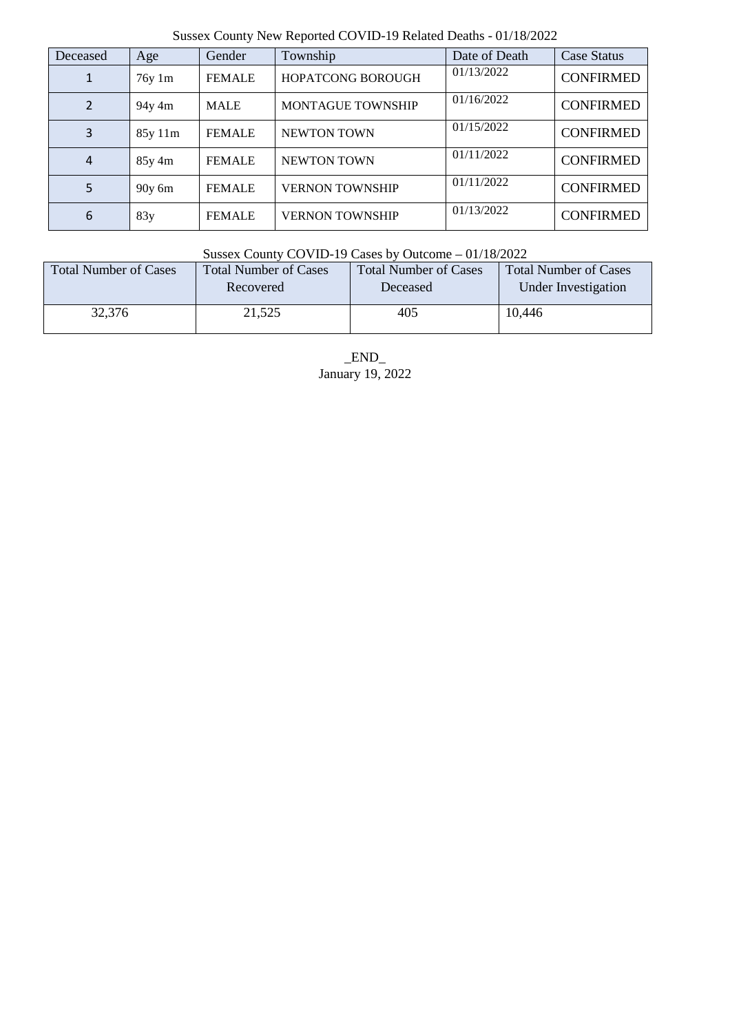Sussex County New Reported COVID-19 Related Deaths - 01/18/2022

| Deceased | Age | Gender | Township | Date of Death | Case Status |
|---|---|---|---|---|---|
| 1 | 76y 1m | FEMALE | HOPATCONG BOROUGH | 01/13/2022 | CONFIRMED |
| 2 | 94y 4m | MALE | MONTAGUE TOWNSHIP | 01/16/2022 | CONFIRMED |
| 3 | 85y 11m | FEMALE | NEWTON TOWN | 01/15/2022 | CONFIRMED |
| 4 | 85y 4m | FEMALE | NEWTON TOWN | 01/11/2022 | CONFIRMED |
| 5 | 90y 6m | FEMALE | VERNON TOWNSHIP | 01/11/2022 | CONFIRMED |
| 6 | 83y | FEMALE | VERNON TOWNSHIP | 01/13/2022 | CONFIRMED |

Sussex County COVID-19 Cases by Outcome – 01/18/2022

| Total Number of Cases | Total Number of Cases Recovered | Total Number of Cases Deceased | Total Number of Cases Under Investigation |
|---|---|---|---|
| 32,376 | 21,525 | 405 | 10,446 |

_END_

January 19, 2022